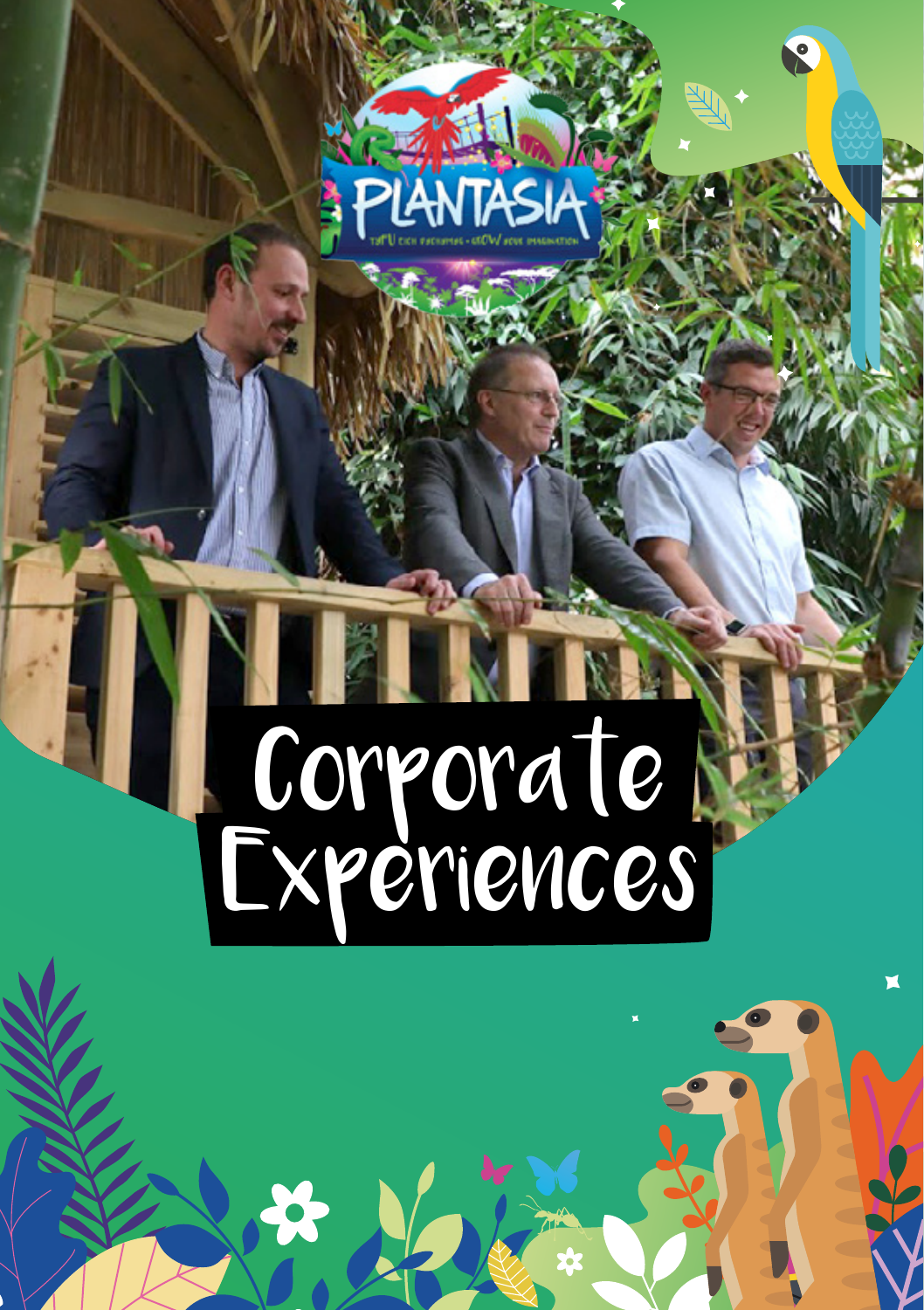# Corporate Experiences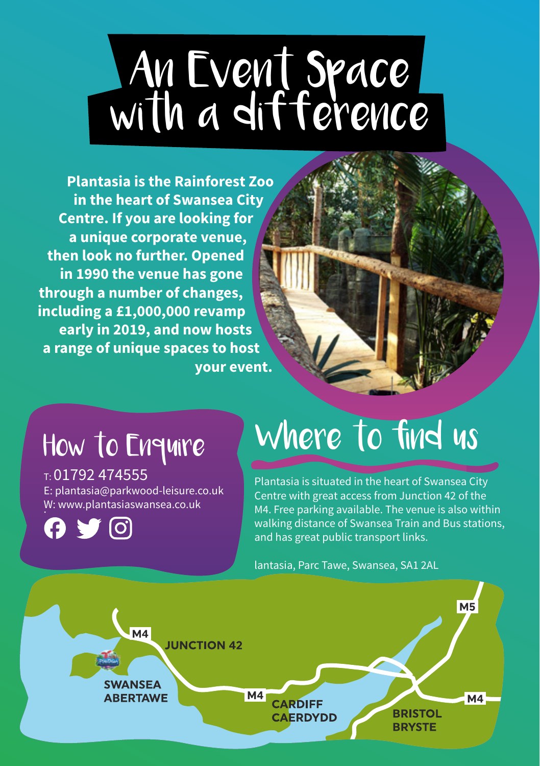# An Event Space with a difference

**Plantasia is the Rainforest Zoo in the heart of Swansea City Centre. If you are looking for a unique corporate venue, then look no further. Opened in 1990 the venue has gone through a number of changes, including a £1,000,000 revamp early in 2019, and now hosts a range of unique spaces to host your event.**

## How to Enquire

T: 01792 474555
E: plantasia@parkwood-leisure.co.uk
W: www.plantasiaswansea.co.uk

## Where to find us

Plantasia is situated in the heart of Swansea City Centre with great access from Junction 42 of the M4. Free parking available. The venue is also within walking distance of Swansea Train and Bus stations, and has great public transport links.

lantasia, Parc Tawe, Swansea, SA1 2AL

M4
JUNCTION 42
SWANSEA
ABERTAWE
M4
CARDIFF
CAERDYDD
M5
M4
BRISTOL
BRYSTE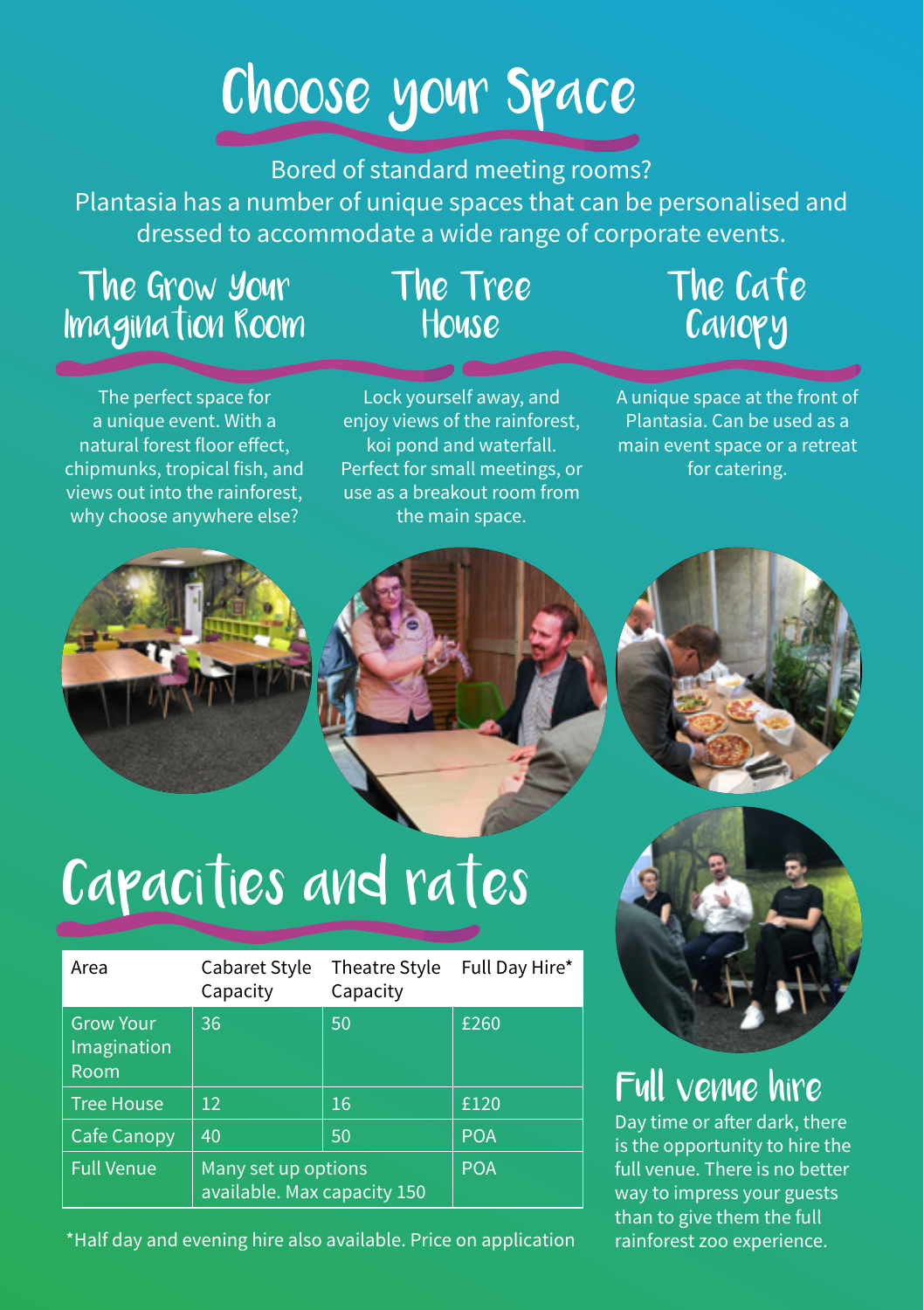# Choose your Space

Bored of standard meeting rooms?
Plantasia has a number of unique spaces that can be personalised and dressed to accommodate a wide range of corporate events.

## The Grow Your Imagination Room

The perfect space for a unique event. With a natural forest floor effect, chipmunks, tropical fish, and views out into the rainforest, why choose anywhere else?

## The Tree House

Lock yourself away, and enjoy views of the rainforest, koi pond and waterfall. Perfect for small meetings, or use as a breakout room from the main space.

## The Cafe Canopy

A unique space at the front of Plantasia. Can be used as a main event space or a retreat for catering.

# Capacities and rates

| Area | Cabaret Style Capacity | Theatre Style Capacity | Full Day Hire* |
|---|---|---|---|
| Grow Your Imagination Room | 36 | 50 | £260 |
| Tree House | 12 | 16 | £120 |
| Cafe Canopy | 40 | 50 | POA |
| Full Venue | Many set up options available. Max capacity 150 | | POA |

*Half day and evening hire also available. Price on application

## Full venue hire

Day time or after dark, there is the opportunity to hire the full venue. There is no better way to impress your guests than to give them the full rainforest zoo experience.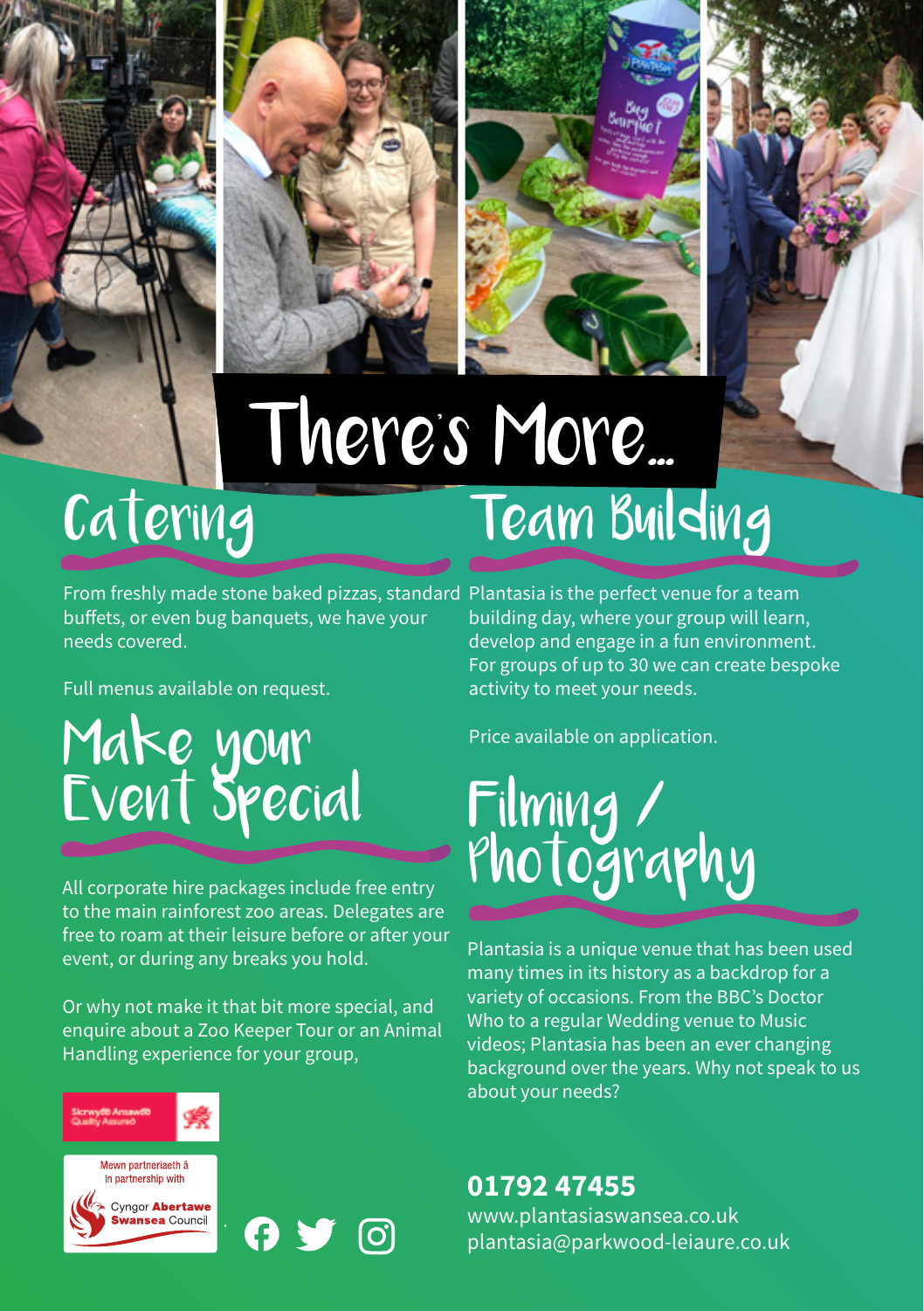# There's More...

## Catering

From freshly made stone baked pizzas, standard buffets, or even bug banquets, we have your needs covered.

Full menus available on request.

## Make your Event Special

All corporate hire packages include free entry to the main rainforest zoo areas. Delegates are free to roam at their leisure before or after your event, or during any breaks you hold.

Or why not make it that bit more special, and enquire about a Zoo Keeper Tour or an Animal Handling experience for your group,

Sicrwydd Ansawdd
Quality Assured

Mewn partneriaeth â
In partnership with
Cyngor Abertawe
Swansea Council

## Team Building

Plantasia is the perfect venue for a team building day, where your group will learn, develop and engage in a fun environment. For groups of up to 30 we can create bespoke activity to meet your needs.

Price available on application.

## Filming / Photography

Plantasia is a unique venue that has been used many times in its history as a backdrop for a variety of occasions. From the BBC's Doctor Who to a regular Wedding venue to Music videos; Plantasia has been an ever changing background over the years. Why not speak to us about your needs?

**01792 47455**
www.plantasiaswansea.co.uk
plantasia@parkwood-leiaure.co.uk